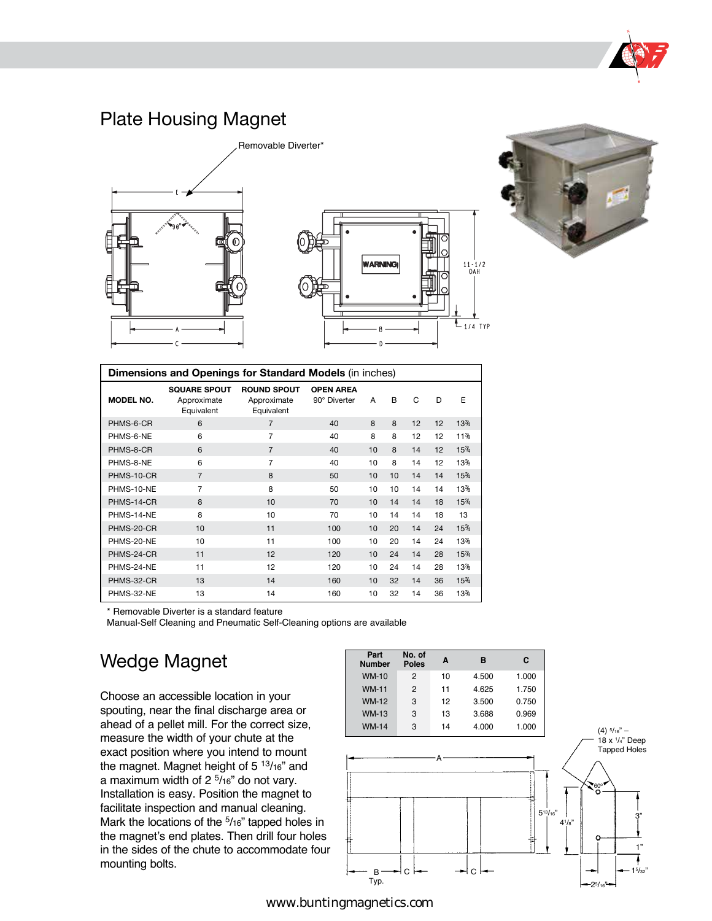# Plate Housing Magnet

Removable Diverter*

| Dimensions and Openings for Standard Models (in inches) | | | | | | | | |
|---|---|---|---|---|---|---|---|---|
| MODEL NO. | SQUARE SPOUT Approximate Equivalent | ROUND SPOUT Approximate Equivalent | OPEN AREA 90° Diverter | A | B | C | D | E |
| PHMS-6-CR | 6 | 7 | 40 | 8 | 8 | 12 | 12 | 13¾ |
| PHMS-6-NE | 6 | 7 | 40 | 8 | 8 | 12 | 12 | 11⅜ |
| PHMS-8-CR | 6 | 7 | 40 | 10 | 8 | 14 | 12 | 15¾ |
| PHMS-8-NE | 6 | 7 | 40 | 10 | 8 | 14 | 12 | 13⅜ |
| PHMS-10-CR | 7 | 8 | 50 | 10 | 10 | 14 | 14 | 15¾ |
| PHMS-10-NE | 7 | 8 | 50 | 10 | 10 | 14 | 14 | 13⅜ |
| PHMS-14-CR | 8 | 10 | 70 | 10 | 14 | 14 | 18 | 15¾ |
| PHMS-14-NE | 8 | 10 | 70 | 10 | 14 | 14 | 18 | 13 |
| PHMS-20-CR | 10 | 11 | 100 | 10 | 20 | 14 | 24 | 15¾ |
| PHMS-20-NE | 10 | 11 | 100 | 10 | 20 | 14 | 24 | 13⅜ |
| PHMS-24-CR | 11 | 12 | 120 | 10 | 24 | 14 | 28 | 15¾ |
| PHMS-24-NE | 11 | 12 | 120 | 10 | 24 | 14 | 28 | 13⅜ |
| PHMS-32-CR | 13 | 14 | 160 | 10 | 32 | 14 | 36 | 15¾ |
| PHMS-32-NE | 13 | 14 | 160 | 10 | 32 | 14 | 36 | 13⅜ |

\* Removable Diverter is a standard feature
Manual-Self Cleaning and Pneumatic Self-Cleaning options are available

# Wedge Magnet

Choose an accessible location in your spouting, near the final discharge area or ahead of a pellet mill. For the correct size, measure the width of your chute at the exact position where you intend to mount the magnet. Magnet height of 5 13/16" and a maximum width of 2 5/16" do not vary. Installation is easy. Position the magnet to facilitate inspection and manual cleaning. Mark the locations of the 5/16" tapped holes in the magnet's end plates. Then drill four holes in the sides of the chute to accommodate four mounting bolts.

| Part Number | No. of Poles | A | B | C |
|---|---|---|---|---|
| WM-10 | 2 | 10 | 4.500 | 1.000 |
| WM-11 | 2 | 11 | 4.625 | 1.750 |
| WM-12 | 3 | 12 | 3.500 | 0.750 |
| WM-13 | 3 | 13 | 3.688 | 0.969 |
| WM-14 | 3 | 14 | 4.000 | 1.000 |

(4) 5/16" – 18 x 1/4" Deep Tapped Holes

www.buntingmagnetics.com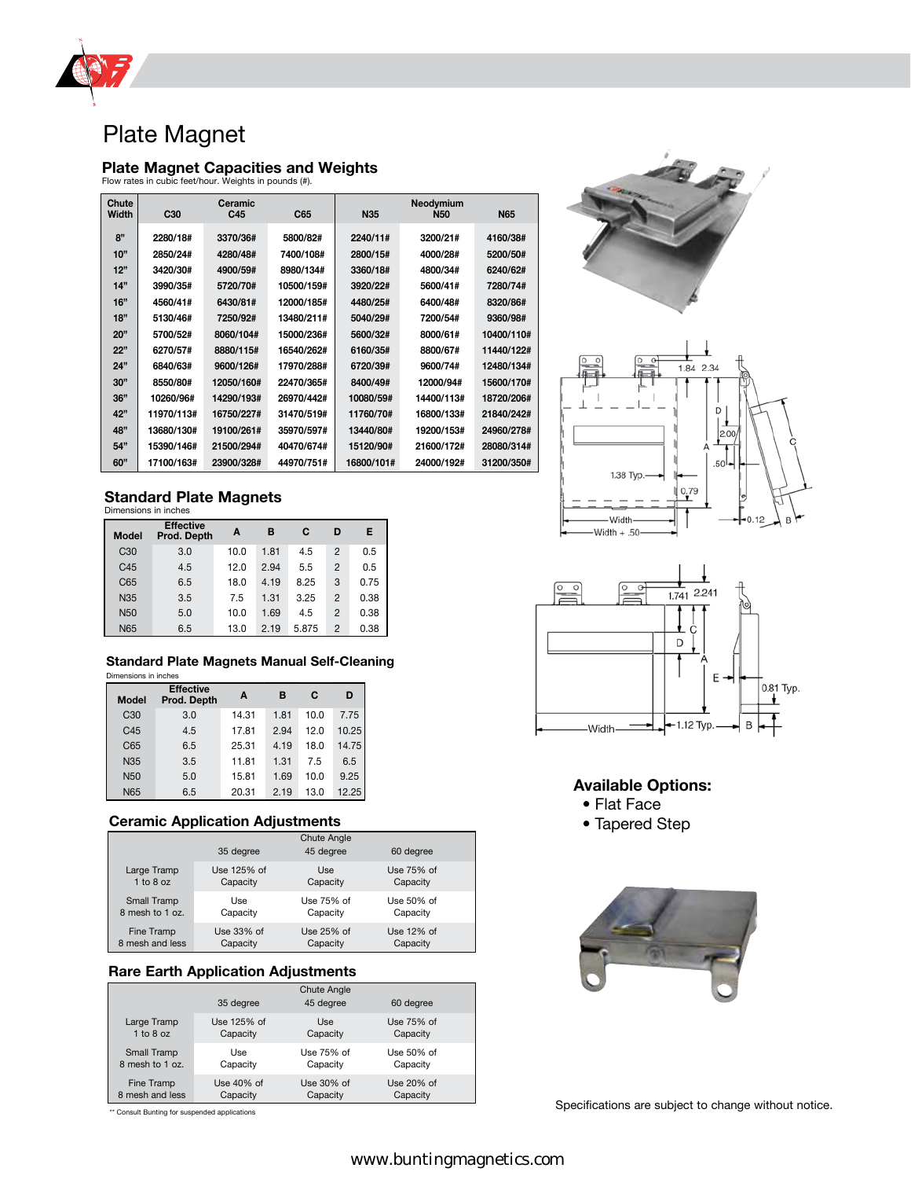# Plate Magnet

## Plate Magnet Capacities and Weights

Flow rates in cubic feet/hour. Weights in pounds (#).

| Chute Width | Ceramic C30 | Ceramic C45 | Ceramic C65 | Neodymium N35 | Neodymium N50 | Neodymium N65 |
|---|---|---|---|---|---|---|
| 8" | 2280/18# | 3370/36# | 5800/82# | 2240/11# | 3200/21# | 4160/38# |
| 10" | 2850/24# | 4280/48# | 7400/108# | 2800/15# | 4000/28# | 5200/50# |
| 12" | 3420/30# | 4900/59# | 8980/134# | 3360/18# | 4800/34# | 6240/62# |
| 14" | 3990/35# | 5720/70# | 10500/159# | 3920/22# | 5600/41# | 7280/74# |
| 16" | 4560/41# | 6430/81# | 12000/185# | 4480/25# | 6400/48# | 8320/86# |
| 18" | 5130/46# | 7250/92# | 13480/211# | 5040/29# | 7200/54# | 9360/98# |
| 20" | 5700/52# | 8060/104# | 15000/236# | 5600/32# | 8000/61# | 10400/110# |
| 22" | 6270/57# | 8880/115# | 16540/262# | 6160/35# | 8800/67# | 11440/122# |
| 24" | 6840/63# | 9600/126# | 17970/288# | 6720/39# | 9600/74# | 12480/134# |
| 30" | 8550/80# | 12050/160# | 22470/365# | 8400/49# | 12000/94# | 15600/170# |
| 36" | 10260/96# | 14290/193# | 26970/442# | 10080/59# | 14400/113# | 18720/206# |
| 42" | 11970/113# | 16750/227# | 31470/519# | 11760/70# | 16800/133# | 21840/242# |
| 48" | 13680/130# | 19100/261# | 35970/597# | 13440/80# | 19200/153# | 24960/278# |
| 54" | 15390/146# | 21500/294# | 40470/674# | 15120/90# | 21600/172# | 28080/314# |
| 60" | 17100/163# | 23900/328# | 44970/751# | 16800/101# | 24000/192# | 31200/350# |

## Standard Plate Magnets

Dimensions in inches

| Model | Effective Prod. Depth | A | B | C | D | E |
|---|---|---|---|---|---|---|
| C30 | 3.0 | 10.0 | 1.81 | 4.5 | 2 | 0.5 |
| C45 | 4.5 | 12.0 | 2.94 | 5.5 | 2 | 0.5 |
| C65 | 6.5 | 18.0 | 4.19 | 8.25 | 3 | 0.75 |
| N35 | 3.5 | 7.5 | 1.31 | 3.25 | 2 | 0.38 |
| N50 | 5.0 | 10.0 | 1.69 | 4.5 | 2 | 0.38 |
| N65 | 6.5 | 13.0 | 2.19 | 5.875 | 2 | 0.38 |

## Standard Plate Magnets Manual Self-Cleaning

Dimensions in inches

| Model | Effective Prod. Depth | A | B | C | D |
|---|---|---|---|---|---|
| C30 | 3.0 | 14.31 | 1.81 | 10.0 | 7.75 |
| C45 | 4.5 | 17.81 | 2.94 | 12.0 | 10.25 |
| C65 | 6.5 | 25.31 | 4.19 | 18.0 | 14.75 |
| N35 | 3.5 | 11.81 | 1.31 | 7.5 | 6.5 |
| N50 | 5.0 | 15.81 | 1.69 | 10.0 | 9.25 |
| N65 | 6.5 | 20.31 | 2.19 | 13.0 | 12.25 |

1.84 2.34
D
2.00
A
C
.50
1.38 Typ.
0.79
Width
Width + .50
0.12
B

1.741 2.241
C
D
A
E
0.81 Typ.
Width
1.12 Typ.
B

## Ceramic Application Adjustments

| | Chute Angle 35 degree | Chute Angle 45 degree | Chute Angle 60 degree |
|---|---|---|---|
| Large Tramp 1 to 8 oz | Use 125% of Capacity | Use Capacity | Use 75% of Capacity |
| Small Tramp 8 mesh to 1 oz. | Use Capacity | Use 75% of Capacity | Use 50% of Capacity |
| Fine Tramp 8 mesh and less | Use 33% of Capacity | Use 25% of Capacity | Use 12% of Capacity |

## Rare Earth Application Adjustments

| | Chute Angle 35 degree | Chute Angle 45 degree | Chute Angle 60 degree |
|---|---|---|---|
| Large Tramp 1 to 8 oz | Use 125% of Capacity | Use Capacity | Use 75% of Capacity |
| Small Tramp 8 mesh to 1 oz. | Use Capacity | Use 75% of Capacity | Use 50% of Capacity |
| Fine Tramp 8 mesh and less | Use 40% of Capacity | Use 30% of Capacity | Use 20% of Capacity |

** Consult Bunting for suspended applications

## Available Options:

- Flat Face
- Tapered Step

Specifications are subject to change without notice.

www.buntingmagnetics.com